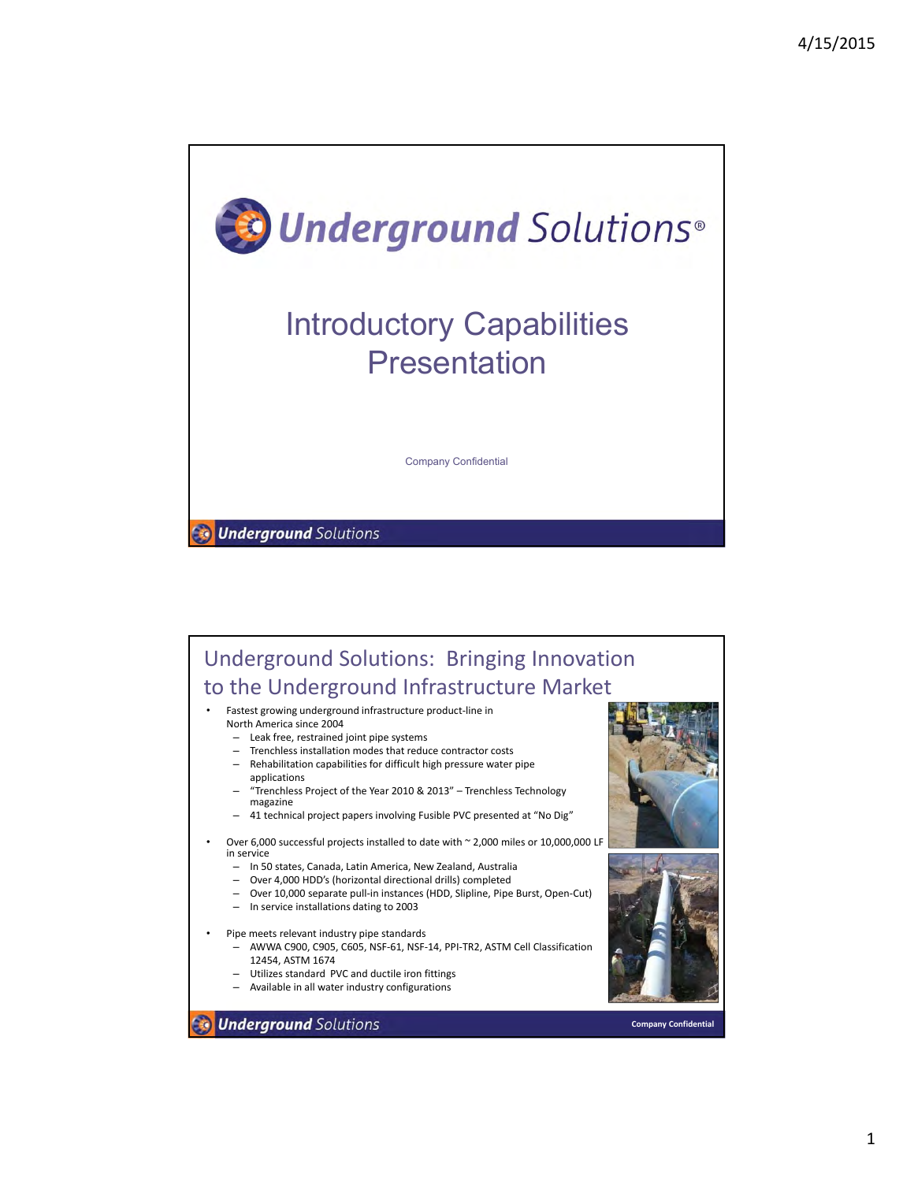# Underground Solutions®

## Introductory Capabilities Presentation

Company Confidential

---

## Underground Solutions: Bringing Innovation to the Underground Infrastructure Market

- Fastest growing underground infrastructure product-line in North America since 2004
  - Leak free, restrained joint pipe systems
  - Trenchless installation modes that reduce contractor costs
  - Rehabilitation capabilities for difficult high pressure water pipe applications
  - "Trenchless Project of the Year 2010 & 2013" – Trenchless Technology magazine
  - 41 technical project papers involving Fusible PVC presented at "No Dig"
- Over 6,000 successful projects installed to date with ~ 2,000 miles or 10,000,000 LF in service
  - In 50 states, Canada, Latin America, New Zealand, Australia
  - Over 4,000 HDD's (horizontal directional drills) completed
  - Over 10,000 separate pull-in instances (HDD, Slipline, Pipe Burst, Open-Cut)
  - In service installations dating to 2003
- Pipe meets relevant industry pipe standards
  - AWWA C900, C905, C605, NSF-61, NSF-14, PPI-TR2, ASTM Cell Classification 12454, ASTM 1674
  - Utilizes standard PVC and ductile iron fittings
  - Available in all water industry configurations

Company Confidential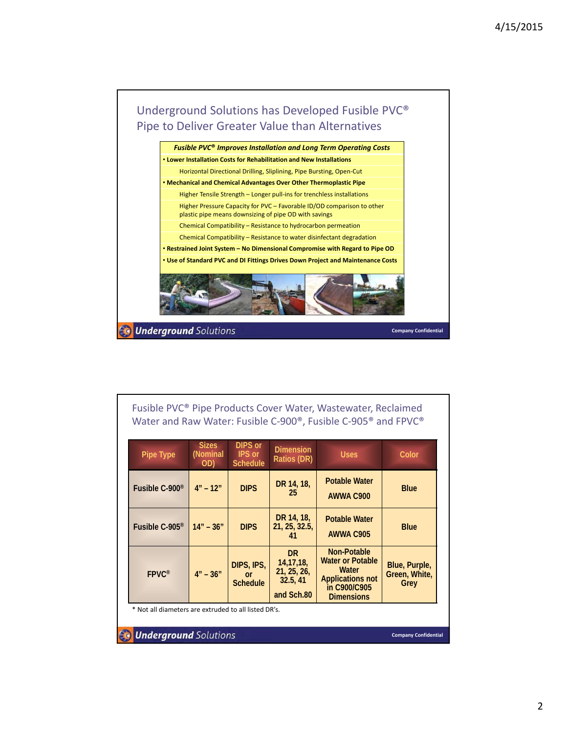## Underground Solutions has Developed Fusible PVC® Pipe to Deliver Greater Value than Alternatives

***Fusible PVC® Improves Installation and Long Term Operating Costs***

- **Lower Installation Costs for Rehabilitation and New Installations**
  - Horizontal Directional Drilling, Sliplining, Pipe Bursting, Open-Cut
- **Mechanical and Chemical Advantages Over Other Thermoplastic Pipe**
  - Higher Tensile Strength – Longer pull-ins for trenchless installations
  - Higher Pressure Capacity for PVC – Favorable ID/OD comparison to other plastic pipe means downsizing of pipe OD with savings
  - Chemical Compatibility – Resistance to hydrocarbon permeation
  - Chemical Compatibility – Resistance to water disinfectant degradation
- **Restrained Joint System – No Dimensional Compromise with Regard to Pipe OD**
- **Use of Standard PVC and DI Fittings Drives Down Project and Maintenance Costs**

Underground Solutions — Company Confidential

## Fusible PVC® Pipe Products Cover Water, Wastewater, Reclaimed Water and Raw Water: Fusible C-900®, Fusible C-905® and FPVC®

| Pipe Type | Sizes (Nominal OD) | DIPS or IPS or Schedule | Dimension Ratios (DR) | Uses | Color |
|---|---|---|---|---|---|
| Fusible C-900® | 4" – 12" | DIPS | DR 14, 18, 25 | Potable Water AWWA C900 | Blue |
| Fusible C-905® | 14" – 36" | DIPS | DR 14, 18, 21, 25, 32.5, 41 | Potable Water AWWA C905 | Blue |
| FPVC® | 4" – 36" | DIPS, IPS, or Schedule | DR 14,17,18, 21, 25, 26, 32.5, 41 and Sch.80 | Non-Potable Water or Potable Water Applications not in C900/C905 Dimensions | Blue, Purple, Green, White, Grey |

* Not all diameters are extruded to all listed DR's.

Underground Solutions — Company Confidential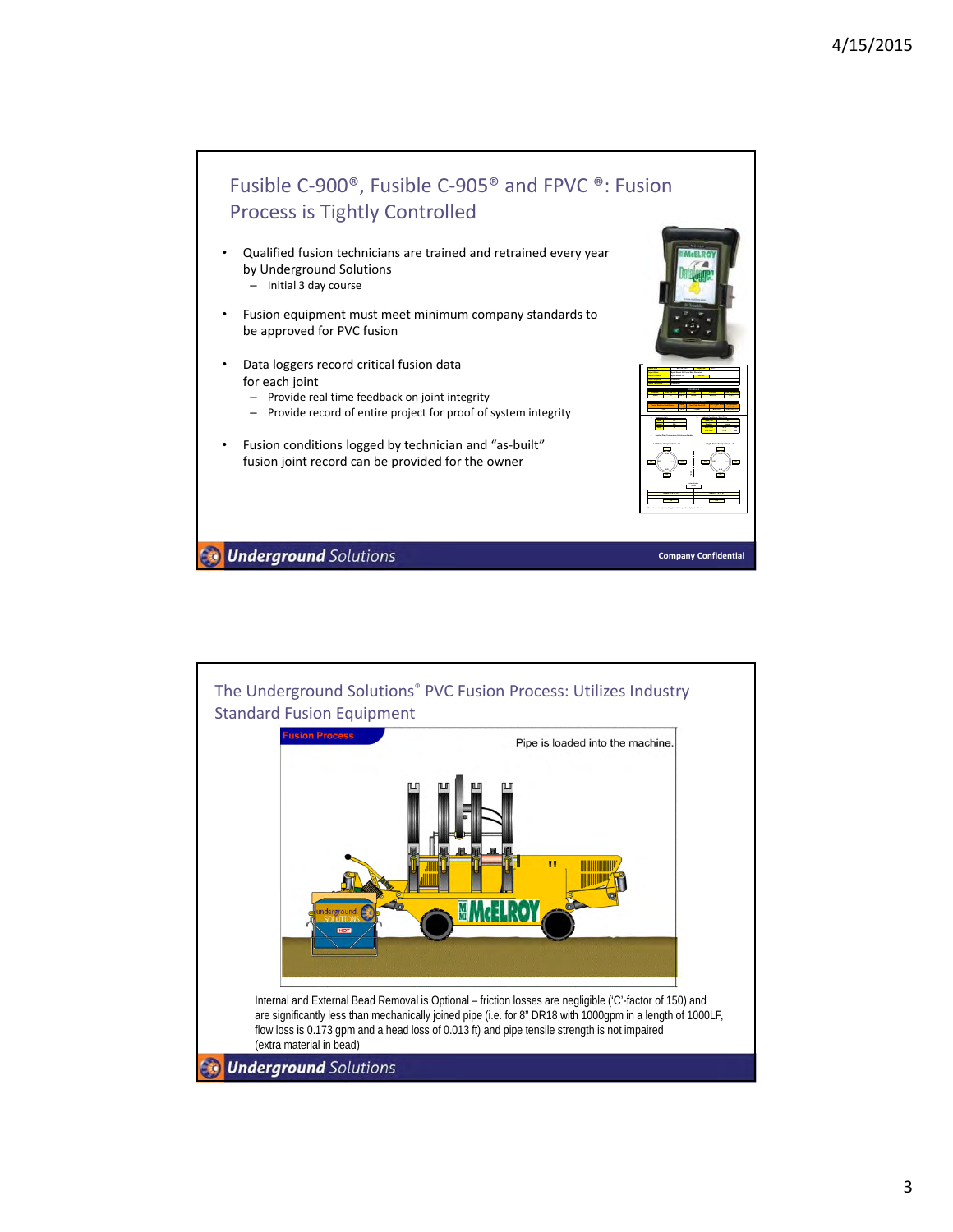## Fusible C-900®, Fusible C-905® and FPVC ®: Fusion Process is Tightly Controlled

- Qualified fusion technicians are trained and retrained every year by Underground Solutions
  - Initial 3 day course
- Fusion equipment must meet minimum company standards to be approved for PVC fusion
- Data loggers record critical fusion data for each joint
  - Provide real time feedback on joint integrity
  - Provide record of entire project for proof of system integrity
- Fusion conditions logged by technician and "as-built" fusion joint record can be provided for the owner

**Underground Solutions** — Company Confidential

## The Underground Solutions® PVC Fusion Process: Utilizes Industry Standard Fusion Equipment

Fusion Process

Pipe is loaded into the machine.

Internal and External Bead Removal is Optional – friction losses are negligible ('C'-factor of 150) and are significantly less than mechanically joined pipe (i.e. for 8" DR18 with 1000gpm in a length of 1000LF, flow loss is 0.173 gpm and a head loss of 0.013 ft) and pipe tensile strength is not impaired (extra material in bead)

**Underground Solutions**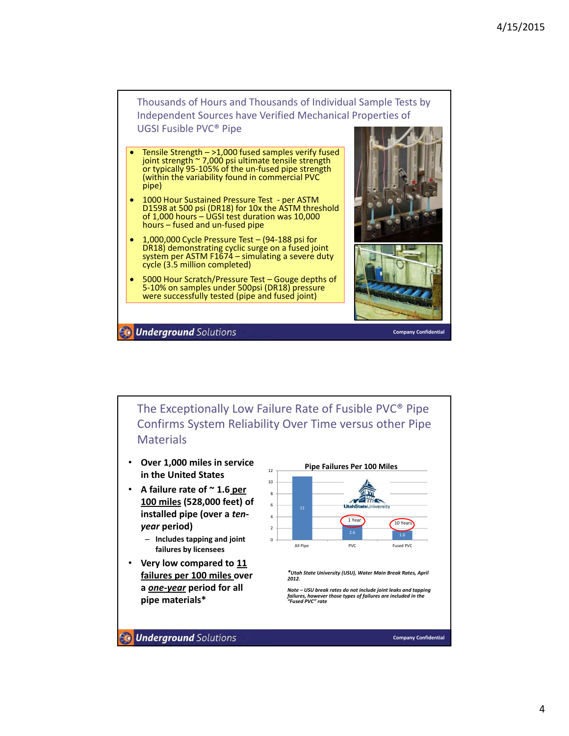## Thousands of Hours and Thousands of Individual Sample Tests by Independent Sources have Verified Mechanical Properties of UGSI Fusible PVC® Pipe

- Tensile Strength – >1,000 fused samples verify fused joint strength ~ 7,000 psi ultimate tensile strength or typically 95-105% of the un-fused pipe strength (within the variability found in commercial PVC pipe)
- 1000 Hour Sustained Pressure Test - per ASTM D1598 at 500 psi (DR18) for 10x the ASTM threshold of 1,000 hours – UGSI test duration was 10,000 hours – fused and un-fused pipe
- 1,000,000 Cycle Pressure Test – (94-188 psi for DR18) demonstrating cyclic surge on a fused joint system per ASTM F1674 – simulating a severe duty cycle (3.5 million completed)
- 5000 Hour Scratch/Pressure Test – Gouge depths of 5-10% on samples under 500psi (DR18) pressure were successfully tested (pipe and fused joint)

**Underground** Solutions — Company Confidential

## The Exceptionally Low Failure Rate of Fusible PVC® Pipe Confirms System Reliability Over Time versus other Pipe Materials

- **Over 1,000 miles in service in the United States**
- **A failure rate of ~ 1.6 <u>per 100 miles</u> (528,000 feet) of installed pipe (over a *ten-year* period)**
  - **Includes tapping and joint failures by licensees**
- **Very low compared to <u>11 failures per 100 miles</u> over a *<u>one-year</u>* period for all pipe materials\***

**Pipe Failures Per 100 Miles**

| Pipe | Failures per 100 Miles | Period |
|---|---|---|
| All Pipe | 11 | |
| PVC | 2.6 | 1 Year |
| Fused PVC | 1.6 | 10 Years |

*\*Utah State University (USU), Water Main Break Rates, April 2012.*

*Note – USU break rates do not include joint leaks and tapping failures, however those types of failures are included in the "Fused PVC" rate*

**Underground** Solutions — Company Confidential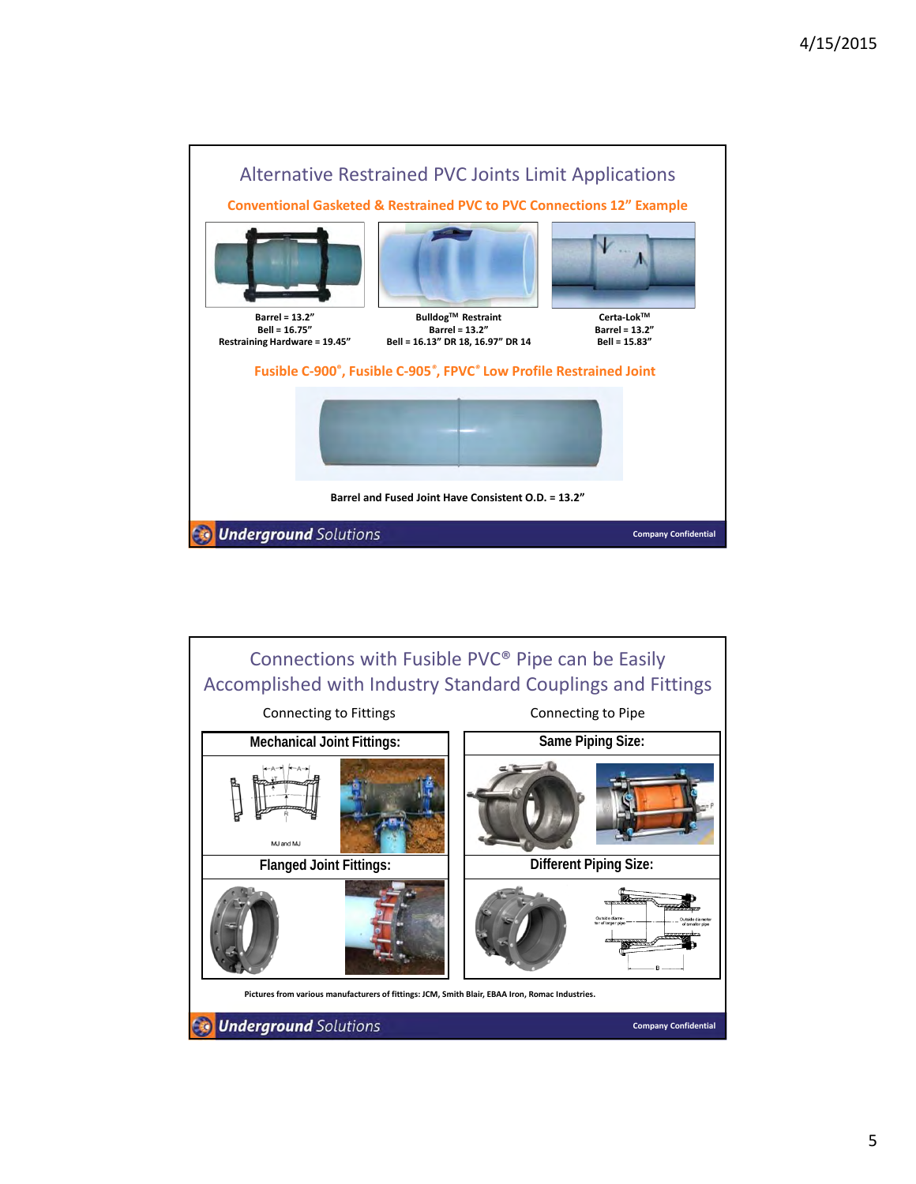## Alternative Restrained PVC Joints Limit Applications

**Conventional Gasketed & Restrained PVC to PVC Connections 12" Example**

| | | |
|---|---|---|
| **Barrel = 13.2"**<br>**Bell = 16.75"**<br>**Restraining Hardware = 19.45"** | **Bulldog™ Restraint**<br>**Barrel = 13.2"**<br>**Bell = 16.13" DR 18, 16.97" DR 14** | **Certa-Lok™**<br>**Barrel = 13.2"**<br>**Bell = 15.83"** |

**Fusible C-900®, Fusible C-905®, FPVC® Low Profile Restrained Joint**

**Barrel and Fused Joint Have Consistent O.D. = 13.2"**

*Underground Solutions* — Company Confidential

## Connections with Fusible PVC® Pipe can be Easily Accomplished with Industry Standard Couplings and Fittings

| Connecting to Fittings | Connecting to Pipe |
|---|---|
| **Mechanical Joint Fittings:** | **Same Piping Size:** |
| MJ and MJ | |
| **Flanged Joint Fittings:** | **Different Piping Size:** |
| | Outside diameter of larger pipe; Outside diameter of smaller pipe |

**Pictures from various manufacturers of fittings: JCM, Smith Blair, EBAA Iron, Romac Industries.**

*Underground Solutions* — Company Confidential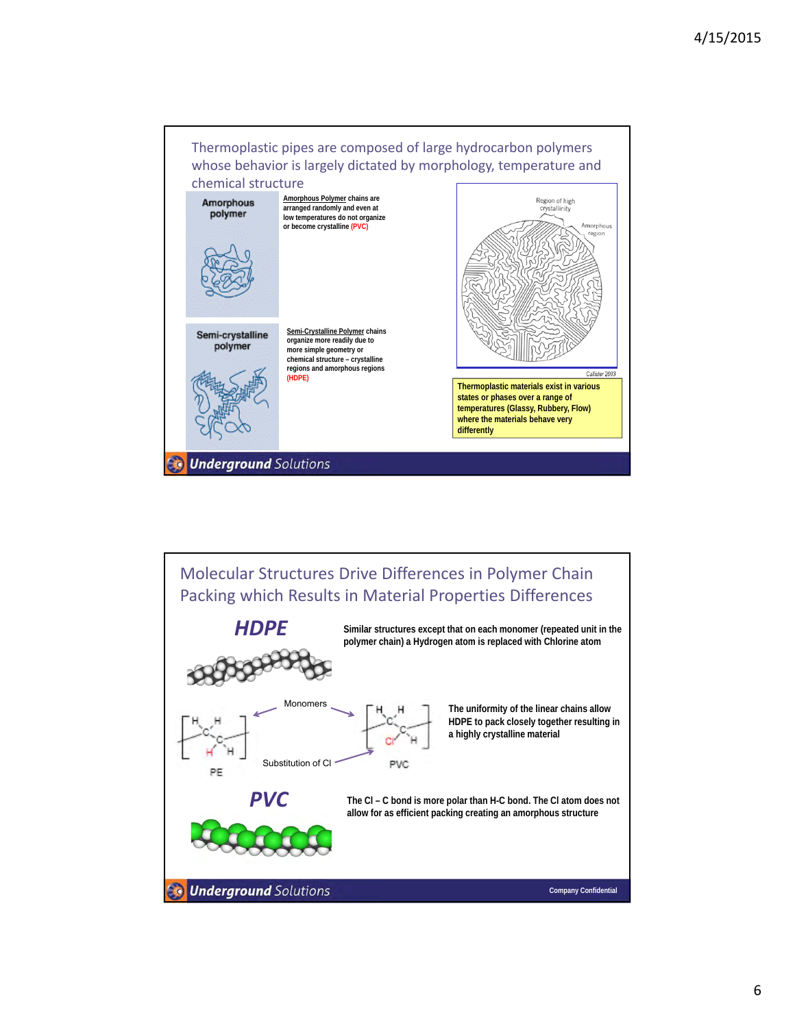## Thermoplastic pipes are composed of large hydrocarbon polymers whose behavior is largely dictated by morphology, temperature and chemical structure

**Amorphous polymer**

**Amorphous Polymer** chains are arranged randomly and even at low temperatures do not organize or become crystalline (PVC)

**Semi-crystalline polymer**

**Semi-Crystalline Polymer** chains organize more readily due to more simple geometry or chemical structure – crystalline regions and amorphous regions (HDPE)

Region of high crystallinity

Amorphous region

Callister 2003

**Thermoplastic materials exist in various states or phases over a range of temperatures (Glassy, Rubbery, Flow) where the materials behave very differently**

Underground Solutions

## Molecular Structures Drive Differences in Polymer Chain Packing which Results in Material Properties Differences

### *HDPE*

**Similar structures except that on each monomer (repeated unit in the polymer chain) a Hydrogen atom is replaced with Chlorine atom**

Monomers

PE

Substitution of Cl

PVC

**The uniformity of the linear chains allow HDPE to pack closely together resulting in a highly crystalline material**

### *PVC*

**The Cl – C bond is more polar than H-C bond. The Cl atom does not allow for as efficient packing creating an amorphous structure**

Underground Solutions

Company Confidential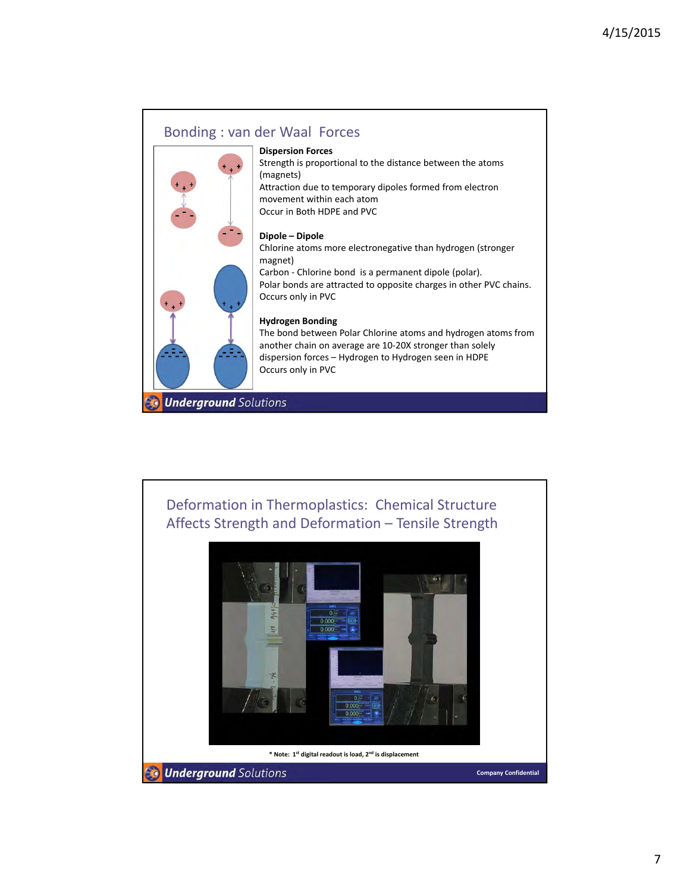## Bonding : van der Waal Forces

**Dispersion Forces**
Strength is proportional to the distance between the atoms (magnets)
Attraction due to temporary dipoles formed from electron movement within each atom
Occur in Both HDPE and PVC

**Dipole – Dipole**
Chlorine atoms more electronegative than hydrogen (stronger magnet)
Carbon - Chlorine bond is a permanent dipole (polar).
Polar bonds are attracted to opposite charges in other PVC chains.
Occurs only in PVC

**Hydrogen Bonding**
The bond between Polar Chlorine atoms and hydrogen atoms from another chain on average are 10-20X stronger than solely dispersion forces – Hydrogen to Hydrogen seen in HDPE
Occurs only in PVC

***Underground** Solutions*

## Deformation in Thermoplastics: Chemical Structure Affects Strength and Deformation – Tensile Strength

* Note: 1st digital readout is load, 2nd is displacement

***Underground** Solutions* Company Confidential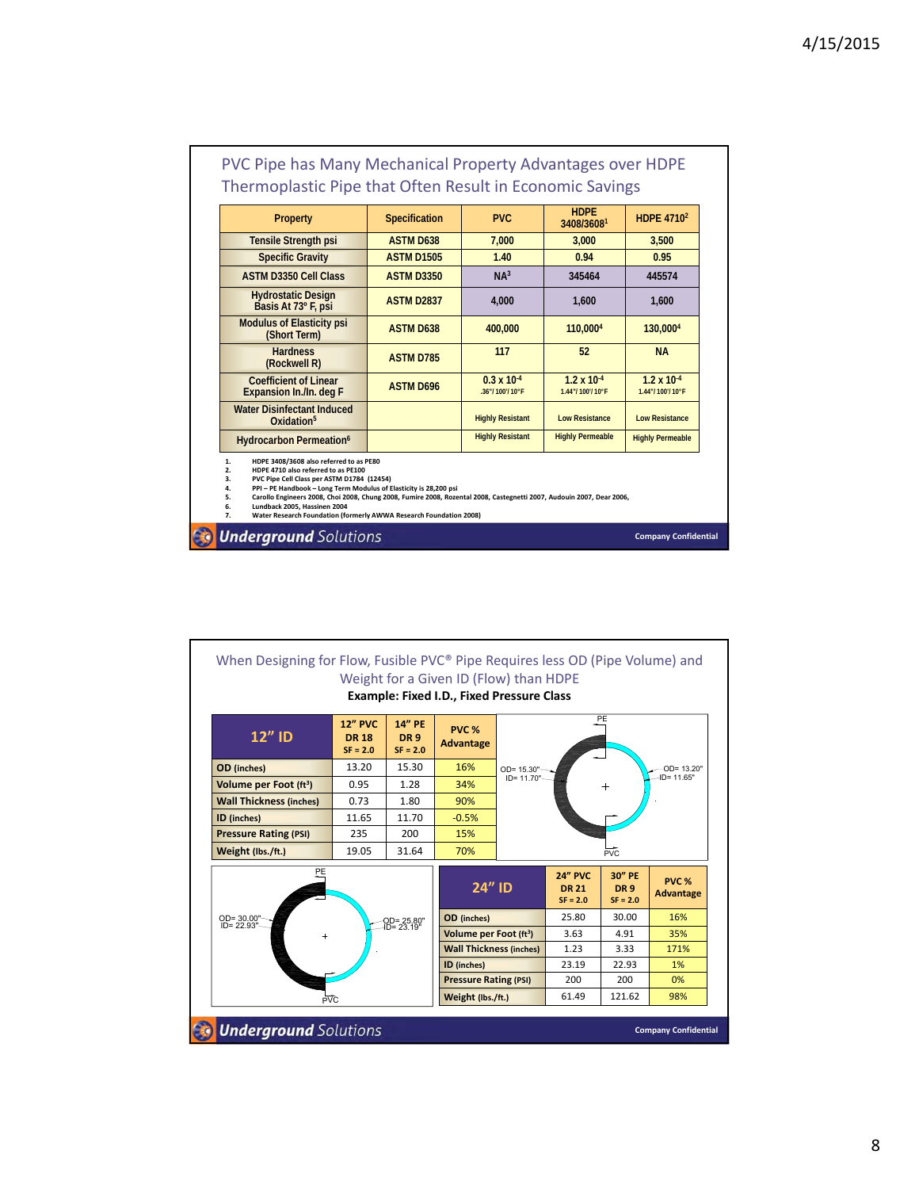## PVC Pipe has Many Mechanical Property Advantages over HDPE Thermoplastic Pipe that Often Result in Economic Savings

| Property | Specification | PVC | HDPE 3408/3608[1] | HDPE 4710[2] |
|---|---|---|---|---|
| Tensile Strength psi | ASTM D638 | 7,000 | 3,000 | 3,500 |
| Specific Gravity | ASTM D1505 | 1.40 | 0.94 | 0.95 |
| ASTM D3350 Cell Class | ASTM D3350 | NA[3] | 345464 | 445574 |
| Hydrostatic Design Basis At 73° F, psi | ASTM D2837 | 4,000 | 1,600 | 1,600 |
| Modulus of Elasticity psi (Short Term) | ASTM D638 | 400,000 | 110,000[4] | 130,000[4] |
| Hardness (Rockwell R) | ASTM D785 | 117 | 52 | NA |
| Coefficient of Linear Expansion In./In. deg F | ASTM D696 | $0.3 \times 10^{-4}$ .36"/ 100'/ 10°F | $1.2 \times 10^{-4}$ 1.44"/ 100'/ 10°F | $1.2 \times 10^{-4}$ 1.44"/ 100'/ 10°F |
| Water Disinfectant Induced Oxidation[5] | | Highly Resistant | Low Resistance | Low Resistance |
| Hydrocarbon Permeation[6] | | Highly Resistant | Highly Permeable | Highly Permeable |

1. HDPE 3408/3608 also referred to as PE80
2. HDPE 4710 also referred to as PE100
3. PVC Pipe Cell Class per ASTM D1784 (12454)
4. PPI – PE Handbook – Long Term Modulus of Elasticity is 28,200 psi
5. Carollo Engineers 2008, Choi 2008, Chung 2008, Fumire 2008, Rozental 2008, Castegnetti 2007, Audouin 2007, Dear 2006,
6. Lundback 2005, Hassinen 2004
7. Water Research Foundation (formerly AWWA Research Foundation 2008)

***Underground** Solutions* — Company Confidential

## When Designing for Flow, Fusible PVC® Pipe Requires less OD (Pipe Volume) and Weight for a Given ID (Flow) than HDPE

**Example: Fixed I.D., Fixed Pressure Class**

| 12" ID | 12" PVC DR 18 SF = 2.0 | 14" PE DR 9 SF = 2.0 | PVC % Advantage |
|---|---|---|---|
| OD (inches) | 13.20 | 15.30 | 16% |
| Volume per Foot (ft³) | 0.95 | 1.28 | 34% |
| Wall Thickness (inches) | 0.73 | 1.80 | 90% |
| ID (inches) | 11.65 | 11.70 | -0.5% |
| Pressure Rating (PSI) | 235 | 200 | 15% |
| Weight (lbs./ft.) | 19.05 | 31.64 | 70% |

PE: OD= 15.30", ID= 11.70" — PVC: OD= 13.20", ID= 11.65"

| 24" ID | 24" PVC DR 21 SF = 2.0 | 30" PE DR 9 SF = 2.0 | PVC % Advantage |
|---|---|---|---|
| OD (inches) | 25.80 | 30.00 | 16% |
| Volume per Foot (ft³) | 3.63 | 4.91 | 35% |
| Wall Thickness (inches) | 1.23 | 3.33 | 171% |
| ID (inches) | 23.19 | 22.93 | 1% |
| Pressure Rating (PSI) | 200 | 200 | 0% |
| Weight (lbs./ft.) | 61.49 | 121.62 | 98% |

PE: OD= 30.00", ID= 22.93" — PVC: OD= 25.80", ID= 23.19"

***Underground** Solutions* — Company Confidential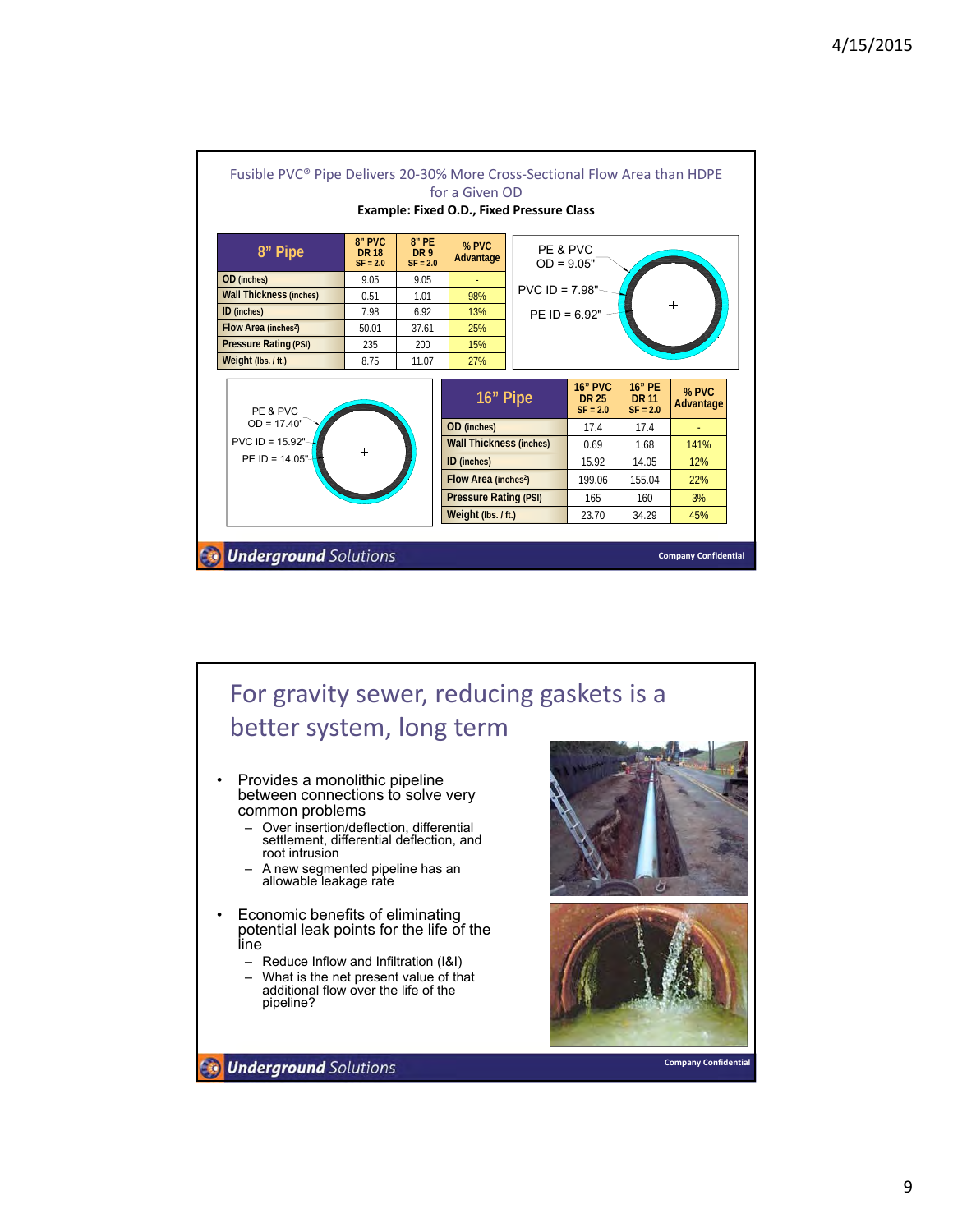## Fusible PVC® Pipe Delivers 20-30% More Cross-Sectional Flow Area than HDPE for a Given OD

**Example: Fixed O.D., Fixed Pressure Class**

| 8" Pipe | 8" PVC DR 18 SF = 2.0 | 8" PE DR 9 SF = 2.0 | % PVC Advantage |
|---|---|---|---|
| OD (inches) | 9.05 | 9.05 | - |
| Wall Thickness (inches) | 0.51 | 1.01 | 98% |
| ID (inches) | 7.98 | 6.92 | 13% |
| Flow Area (inches²) | 50.01 | 37.61 | 25% |
| Pressure Rating (PSI) | 235 | 200 | 15% |
| Weight (lbs. / ft.) | 8.75 | 11.07 | 27% |

PE & PVC OD = 9.05"
PVC ID = 7.98"
PE ID = 6.92"

PE & PVC OD = 17.40"
PVC ID = 15.92"
PE ID = 14.05"

| 16" Pipe | 16" PVC DR 25 SF = 2.0 | 16" PE DR 11 SF = 2.0 | % PVC Advantage |
|---|---|---|---|
| OD (inches) | 17.4 | 17.4 | - |
| Wall Thickness (inches) | 0.69 | 1.68 | 141% |
| ID (inches) | 15.92 | 14.05 | 12% |
| Flow Area (inches²) | 199.06 | 155.04 | 22% |
| Pressure Rating (PSI) | 165 | 160 | 3% |
| Weight (lbs. / ft.) | 23.70 | 34.29 | 45% |

**Underground** Solutions — Company Confidential

## For gravity sewer, reducing gaskets is a better system, long term

- Provides a monolithic pipeline between connections to solve very common problems
  - Over insertion/deflection, differential settlement, differential deflection, and root intrusion
  - A new segmented pipeline has an allowable leakage rate
- Economic benefits of eliminating potential leak points for the life of the line
  - Reduce Inflow and Infiltration (I&I)
  - What is the net present value of that additional flow over the life of the pipeline?

**Underground** Solutions — Company Confidential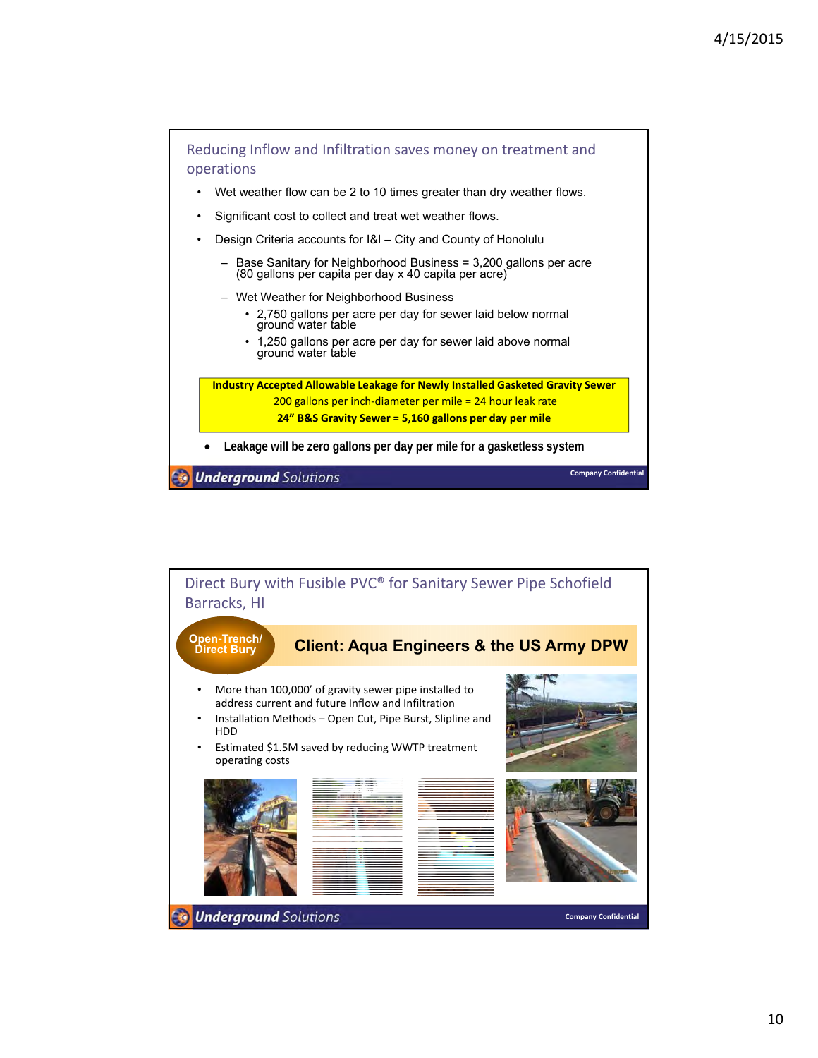## Reducing Inflow and Infiltration saves money on treatment and operations

- Wet weather flow can be 2 to 10 times greater than dry weather flows.
- Significant cost to collect and treat wet weather flows.
- Design Criteria accounts for I&I – City and County of Honolulu
  - Base Sanitary for Neighborhood Business = 3,200 gallons per acre (80 gallons per capita per day x 40 capita per acre)
  - Wet Weather for Neighborhood Business
    - 2,750 gallons per acre per day for sewer laid below normal ground water table
    - 1,250 gallons per acre per day for sewer laid above normal ground water table

**Industry Accepted Allowable Leakage for Newly Installed Gasketed Gravity Sewer**
200 gallons per inch-diameter per mile = 24 hour leak rate
**24" B&S Gravity Sewer = 5,160 gallons per day per mile**

- **Leakage will be zero gallons per day per mile for a gasketless system**

*Underground Solutions* — Company Confidential

## Direct Bury with Fusible PVC® for Sanitary Sewer Pipe Schofield Barracks, HI

**Open-Trench/ Direct Bury**

**Client: Aqua Engineers & the US Army DPW**

- More than 100,000' of gravity sewer pipe installed to address current and future Inflow and Infiltration
- Installation Methods – Open Cut, Pipe Burst, Slipline and HDD
- Estimated $1.5M saved by reducing WWTP treatment operating costs

*Underground Solutions* — Company Confidential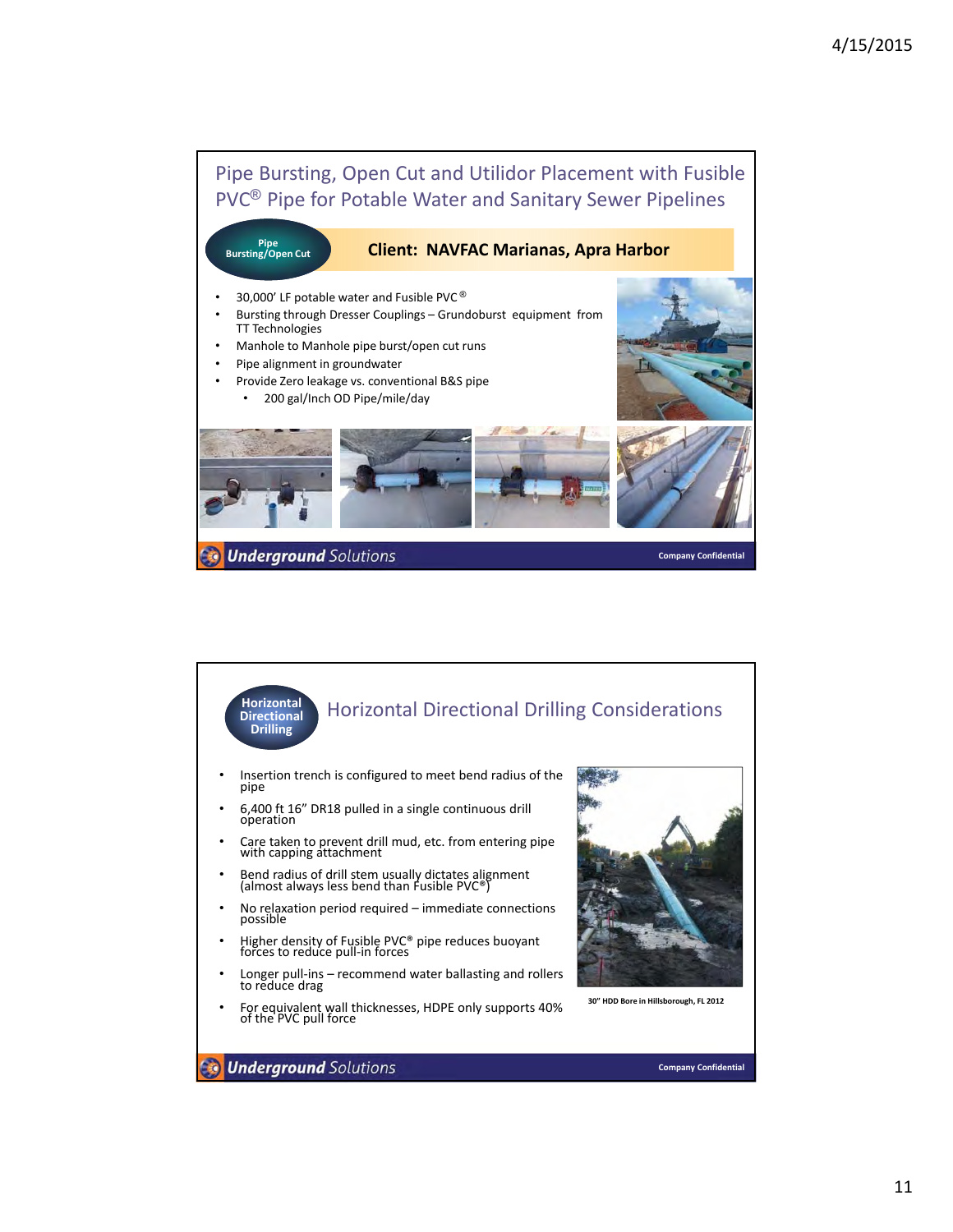## Pipe Bursting, Open Cut and Utilidor Placement with Fusible PVC® Pipe for Potable Water and Sanitary Sewer Pipelines

**Pipe Bursting/Open Cut**

**Client: NAVFAC Marianas, Apra Harbor**

- 30,000' LF potable water and Fusible PVC®
- Bursting through Dresser Couplings – Grundoburst equipment from TT Technologies
- Manhole to Manhole pipe burst/open cut runs
- Pipe alignment in groundwater
- Provide Zero leakage vs. conventional B&S pipe
  - 200 gal/Inch OD Pipe/mile/day

***Underground** Solutions* — Company Confidential

---

## Horizontal Directional Drilling Considerations

**Horizontal Directional Drilling**

- Insertion trench is configured to meet bend radius of the pipe
- 6,400 ft 16" DR18 pulled in a single continuous drill operation
- Care taken to prevent drill mud, etc. from entering pipe with capping attachment
- Bend radius of drill stem usually dictates alignment (almost always less bend than Fusible PVC®)
- No relaxation period required – immediate connections possible
- Higher density of Fusible PVC® pipe reduces buoyant forces to reduce pull-in forces
- Longer pull-ins – recommend water ballasting and rollers to reduce drag
- For equivalent wall thicknesses, HDPE only supports 40% of the PVC pull force

30" HDD Bore in Hillsborough, FL 2012

***Underground** Solutions* — Company Confidential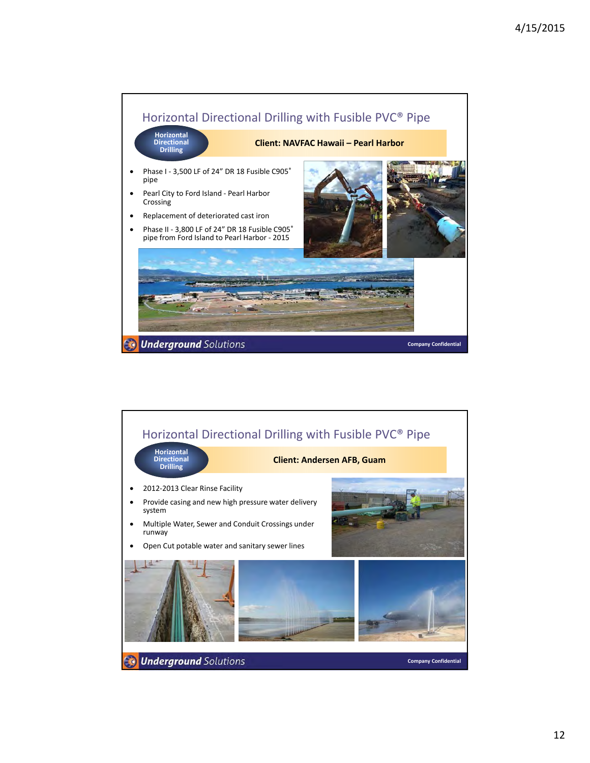## Horizontal Directional Drilling with Fusible PVC® Pipe

**Horizontal Directional Drilling**

**Client: NAVFAC Hawaii – Pearl Harbor**

- Phase I - 3,500 LF of 24" DR 18 Fusible C905® pipe
- Pearl City to Ford Island - Pearl Harbor Crossing
- Replacement of deteriorated cast iron
- Phase II - 3,800 LF of 24" DR 18 Fusible C905® pipe from Ford Island to Pearl Harbor - 2015

***Underground** Solutions* — Company Confidential

## Horizontal Directional Drilling with Fusible PVC® Pipe

**Horizontal Directional Drilling**

**Client: Andersen AFB, Guam**

- 2012-2013 Clear Rinse Facility
- Provide casing and new high pressure water delivery system
- Multiple Water, Sewer and Conduit Crossings under runway
- Open Cut potable water and sanitary sewer lines

***Underground** Solutions* — Company Confidential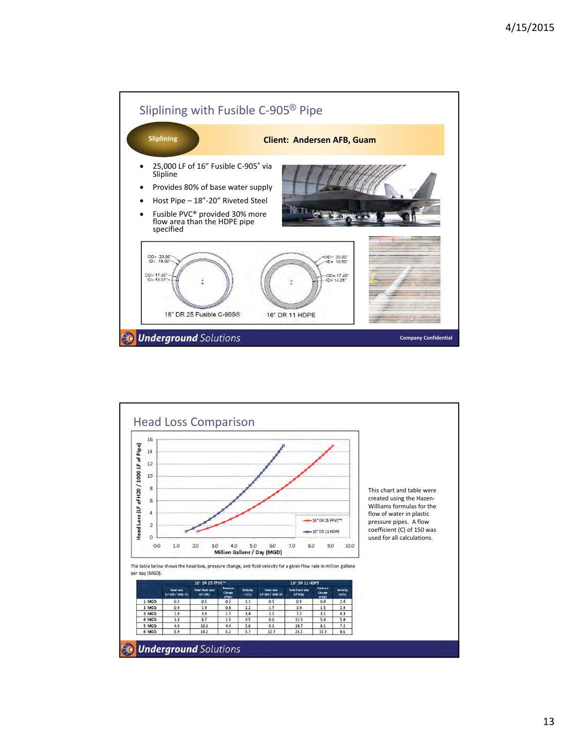## Sliplining with Fusible C-905® Pipe

**Sliplining** — **Client: Andersen AFB, Guam**

- 25,000 LF of 16" Fusible C-905® via Slipline
- Provides 80% of base water supply
- Host Pipe – 18"-20" Riveted Steel
- Fusible PVC® provided 30% more flow area than the HDPE pipe specified

OD= 20.00" ID= 19.50" / OD= 17.40" ID= 16.01" — 16" DR 25 Fusible C-905®

OD= 20.00" ID= 19.50" / OD= 17.40" ID= 14.05" — 16" DR 11 HDPE

*Underground Solutions* — Company Confidential

## Head Loss Comparison

This chart and table were created using the Hazen-Williams formulas for the flow of water in plastic pressure pipes. A flow coefficient (C) of 150 was used for all calculations.

The table below shows the head loss, pressure change, and fluid velocity for a given flow rate in million gallons per day (MGD).

| | 16" DR 25 FPVC™ | | | | 16" DR 11 HDPE | | | |
|---|---|---|---|---|---|---|---|---|
| | Head Loss (LF H2O / 1000 LF) | Total Head Loss (LF H2O) | Pressure Change (PSIG) | Velocity (LF/s) | Head Loss (LF H2O / 1000 LF) | Total Head Loss (LF H2O) | Pressure Change (PSIG) | Velocity (LF/s) |
| 1 MGD | 0.2 | 0.5 | 0.2 | 1.1 | 0.5 | 0.9 | 0.4 | 1.4 |
| 2 MGD | 0.9 | 1.9 | 0.8 | 2.2 | 1.7 | 3.4 | 1.5 | 2.9 |
| 3 MGD | 1.9 | 3.9 | 1.7 | 3.4 | 3.5 | 7.2 | 3.1 | 4.3 |
| 4 MGD | 3.3 | 6.7 | 2.9 | 4.5 | 6.0 | 12.3 | 5.4 | 5.8 |
| 5 MGD | 4.9 | 10.1 | 4.4 | 5.6 | 9.1 | 18.7 | 8.1 | 7.2 |
| 6 MGD | 6.9 | 14.2 | 6.2 | 6.7 | 12.7 | 26.1 | 11.3 | 8.6 |

*Underground Solutions*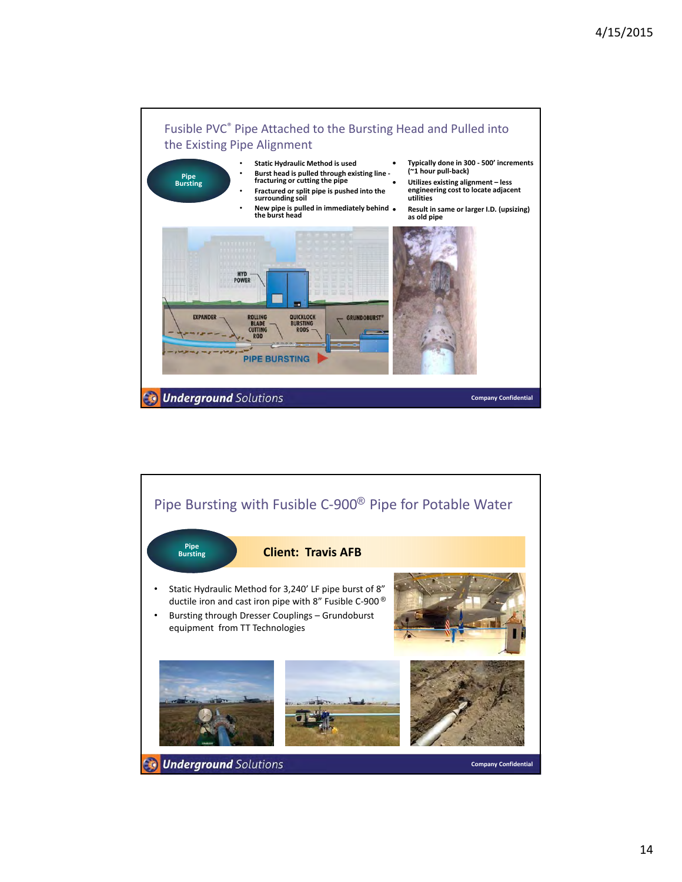## Fusible PVC® Pipe Attached to the Bursting Head and Pulled into the Existing Pipe Alignment

Pipe Bursting

- Static Hydraulic Method is used
- Burst head is pulled through existing line - fracturing or cutting the pipe
- Fractured or split pipe is pushed into the surrounding soil
- New pipe is pulled in immediately behind the burst head
- Typically done in 300 - 500' increments (~1 hour pull-back)
- Utilizes existing alignment – less engineering cost to locate adjacent utilities
- Result in same or larger I.D. (upsizing) as old pipe

HYD POWER

EXPANDER

ROLLING BLADE CUTTING ROD

QUICKLOCK BURSTING RODS

GRUNDOBURST®

PIPE BURSTING

**Underground** Solutions — Company Confidential

## Pipe Bursting with Fusible C-900® Pipe for Potable Water

Pipe Bursting

**Client: Travis AFB**

- Static Hydraulic Method for 3,240' LF pipe burst of 8" ductile iron and cast iron pipe with 8" Fusible C-900®
- Bursting through Dresser Couplings – Grundoburst equipment from TT Technologies

**Underground** Solutions — Company Confidential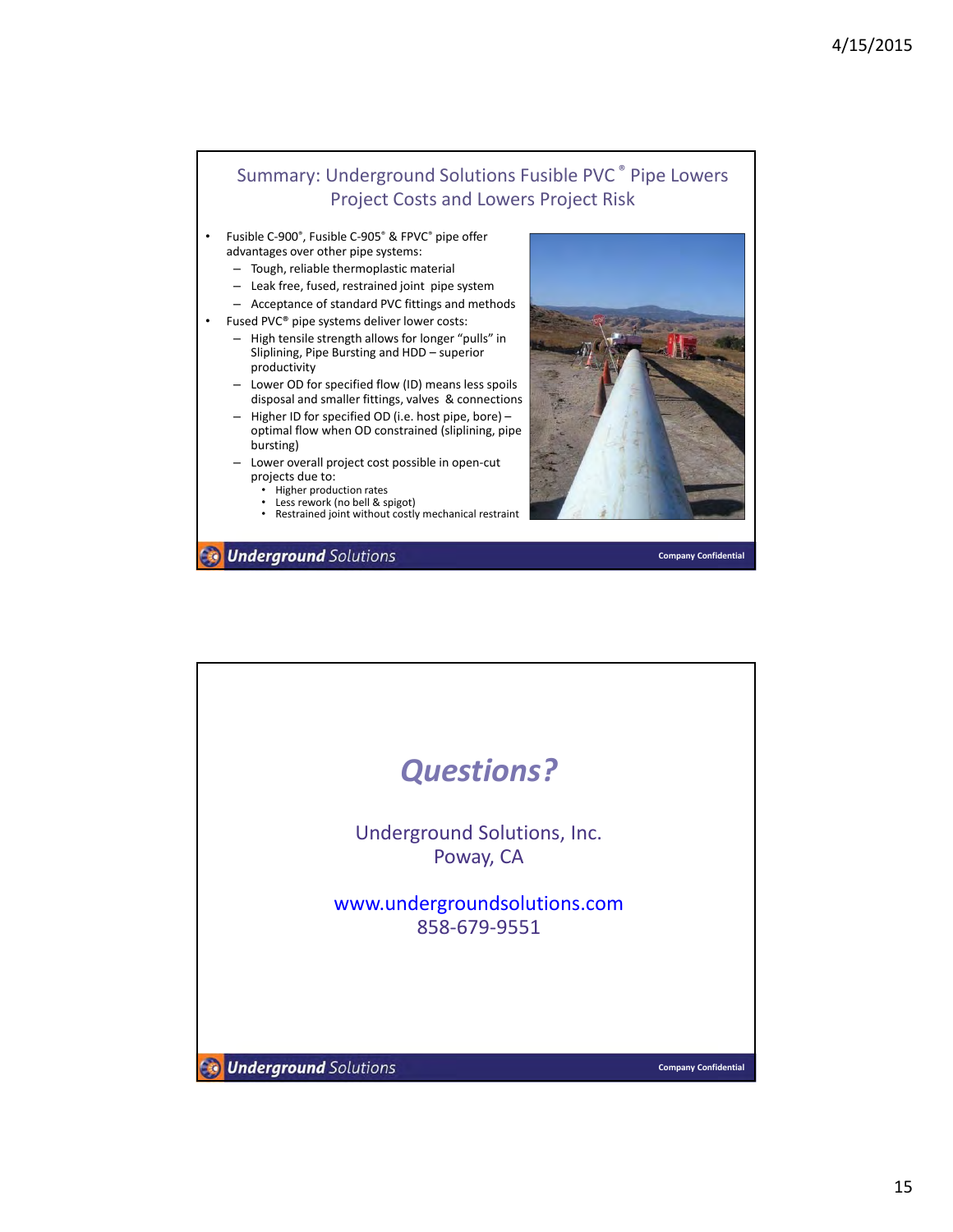## Summary: Underground Solutions Fusible PVC® Pipe Lowers Project Costs and Lowers Project Risk

- Fusible C-900®, Fusible C-905® & FPVC® pipe offer advantages over other pipe systems:
  - Tough, reliable thermoplastic material
  - Leak free, fused, restrained joint pipe system
  - Acceptance of standard PVC fittings and methods
- Fused PVC® pipe systems deliver lower costs:
  - High tensile strength allows for longer "pulls" in Sliplining, Pipe Bursting and HDD – superior productivity
  - Lower OD for specified flow (ID) means less spoils disposal and smaller fittings, valves & connections
  - Higher ID for specified OD (i.e. host pipe, bore) – optimal flow when OD constrained (sliplining, pipe bursting)
  - Lower overall project cost possible in open-cut projects due to:
    - Higher production rates
    - Less rework (no bell & spigot)
    - Restrained joint without costly mechanical restraint

**Underground** Solutions — Company Confidential

---

# *Questions?*

Underground Solutions, Inc.
Poway, CA

www.undergroundsolutions.com
858-679-9551

**Underground** Solutions — Company Confidential